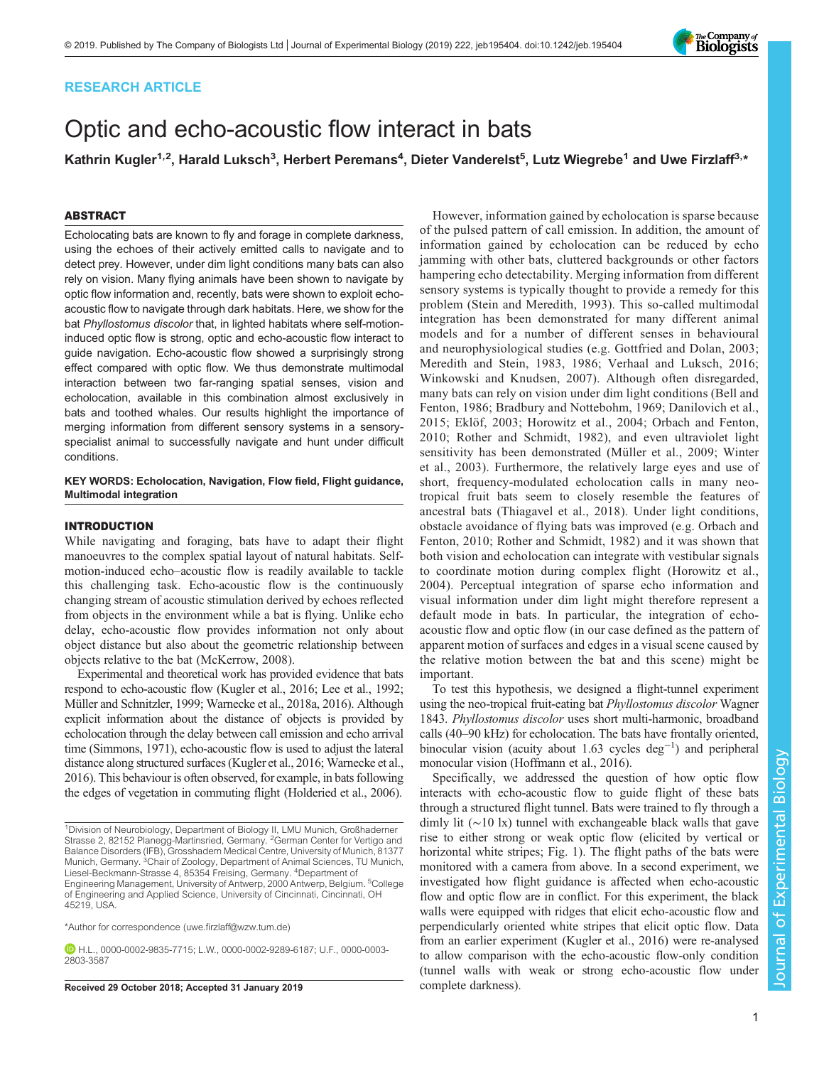RESEARCH ARTICLE

# Optic and echo-acoustic flow interact in bats

Kathrin Kugler[1,2], Harald Luksch[3], Herbert Peremans[4], Dieter Vanderelst[5], Lutz Wiegrebe[1] and Uwe Firzlaff[3,*]

## ABSTRACT

Echolocating bats are known to fly and forage in complete darkness, using the echoes of their actively emitted calls to navigate and to detect prey. However, under dim light conditions many bats can also rely on vision. Many flying animals have been shown to navigate by optic flow information and, recently, bats were shown to exploit echo-acoustic flow to navigate through dark habitats. Here, we show for the bat *Phyllostomus discolor* that, in lighted habitats where self-motion-induced optic flow is strong, optic and echo-acoustic flow interact to guide navigation. Echo-acoustic flow showed a surprisingly strong effect compared with optic flow. We thus demonstrate multimodal interaction between two far-ranging spatial senses, vision and echolocation, available in this combination almost exclusively in bats and toothed whales. Our results highlight the importance of merging information from different sensory systems in a sensory-specialist animal to successfully navigate and hunt under difficult conditions.

**KEY WORDS: Echolocation, Navigation, Flow field, Flight guidance, Multimodal integration**

## INTRODUCTION

While navigating and foraging, bats have to adapt their flight manoeuvres to the complex spatial layout of natural habitats. Self-motion-induced echo–acoustic flow is readily available to tackle this challenging task. Echo-acoustic flow is the continuously changing stream of acoustic stimulation derived by echoes reflected from objects in the environment while a bat is flying. Unlike echo delay, echo-acoustic flow provides information not only about object distance but also about the geometric relationship between objects relative to the bat (McKerrow, 2008).

Experimental and theoretical work has provided evidence that bats respond to echo-acoustic flow (Kugler et al., 2016; Lee et al., 1992; Müller and Schnitzler, 1999; Warnecke et al., 2018a, 2016). Although explicit information about the distance of objects is provided by echolocation through the delay between call emission and echo arrival time (Simmons, 1971), echo-acoustic flow is used to adjust the lateral distance along structured surfaces (Kugler et al., 2016; Warnecke et al., 2016). This behaviour is often observed, for example, in bats following the edges of vegetation in commuting flight (Holderied et al., 2006).

However, information gained by echolocation is sparse because of the pulsed pattern of call emission. In addition, the amount of information gained by echolocation can be reduced by echo jamming with other bats, cluttered backgrounds or other factors hampering echo detectability. Merging information from different sensory systems is typically thought to provide a remedy for this problem (Stein and Meredith, 1993). This so-called multimodal integration has been demonstrated for many different animal models and for a number of different senses in behavioural and neurophysiological studies (e.g. Gottfried and Dolan, 2003; Meredith and Stein, 1983, 1986; Verhaal and Luksch, 2016; Winkowski and Knudsen, 2007). Although often disregarded, many bats can rely on vision under dim light conditions (Bell and Fenton, 1986; Bradbury and Nottebohm, 1969; Danilovich et al., 2015; Eklöf, 2003; Horowitz et al., 2004; Orbach and Fenton, 2010; Rother and Schmidt, 1982), and even ultraviolet light sensitivity has been demonstrated (Müller et al., 2009; Winter et al., 2003). Furthermore, the relatively large eyes and use of short, frequency-modulated echolocation calls in many neo-tropical fruit bats seem to closely resemble the features of ancestral bats (Thiagavel et al., 2018). Under light conditions, obstacle avoidance of flying bats was improved (e.g. Orbach and Fenton, 2010; Rother and Schmidt, 1982) and it was shown that both vision and echolocation can integrate with vestibular signals to coordinate motion during complex flight (Horowitz et al., 2004). Perceptual integration of sparse echo information and visual information under dim light might therefore represent a default mode in bats. In particular, the integration of echo-acoustic flow and optic flow (in our case defined as the pattern of apparent motion of surfaces and edges in a visual scene caused by the relative motion between the bat and this scene) might be important.

To test this hypothesis, we designed a flight-tunnel experiment using the neo-tropical fruit-eating bat *Phyllostomus discolor* Wagner 1843. *Phyllostomus discolor* uses short multi-harmonic, broadband calls (40–90 kHz) for echolocation. The bats have frontally oriented, binocular vision (acuity about 1.63 cycles deg$^{-1}$) and peripheral monocular vision (Hoffmann et al., 2016).

Specifically, we addressed the question of how optic flow interacts with echo-acoustic flow to guide flight of these bats through a structured flight tunnel. Bats were trained to fly through a dimly lit (~10 lx) tunnel with exchangeable black walls that gave rise to either strong or weak optic flow (elicited by vertical or horizontal white stripes; Fig. 1). The flight paths of the bats were monitored with a camera from above. In a second experiment, we investigated how flight guidance is affected when echo-acoustic flow and optic flow are in conflict. For this experiment, the black walls were equipped with ridges that elicit echo-acoustic flow and perpendicularly oriented white stripes that elicit optic flow. Data from an earlier experiment (Kugler et al., 2016) were re-analysed to allow comparison with the echo-acoustic flow-only condition (tunnel walls with weak or strong echo-acoustic flow under complete darkness).

---

[1]Division of Neurobiology, Department of Biology II, LMU Munich, Großhaderner Strasse 2, 82152 Planegg-Martinsried, Germany. [2]German Center for Vertigo and Balance Disorders (IFB), Grosshadern Medical Centre, University of Munich, 81377 Munich, Germany. [3]Chair of Zoology, Department of Animal Sciences, TU Munich, Liesel-Beckmann-Strasse 4, 85354 Freising, Germany. [4]Department of Engineering Management, University of Antwerp, 2000 Antwerp, Belgium. [5]College of Engineering and Applied Science, University of Cincinnati, Cincinnati, OH 45219, USA.

*Author for correspondence (uwe.firzlaff@wzw.tum.de)

H.L., 0000-0002-9835-7715; L.W., 0000-0002-9289-6187; U.F., 0000-0003-2803-3587

**Received 29 October 2018; Accepted 31 January 2019**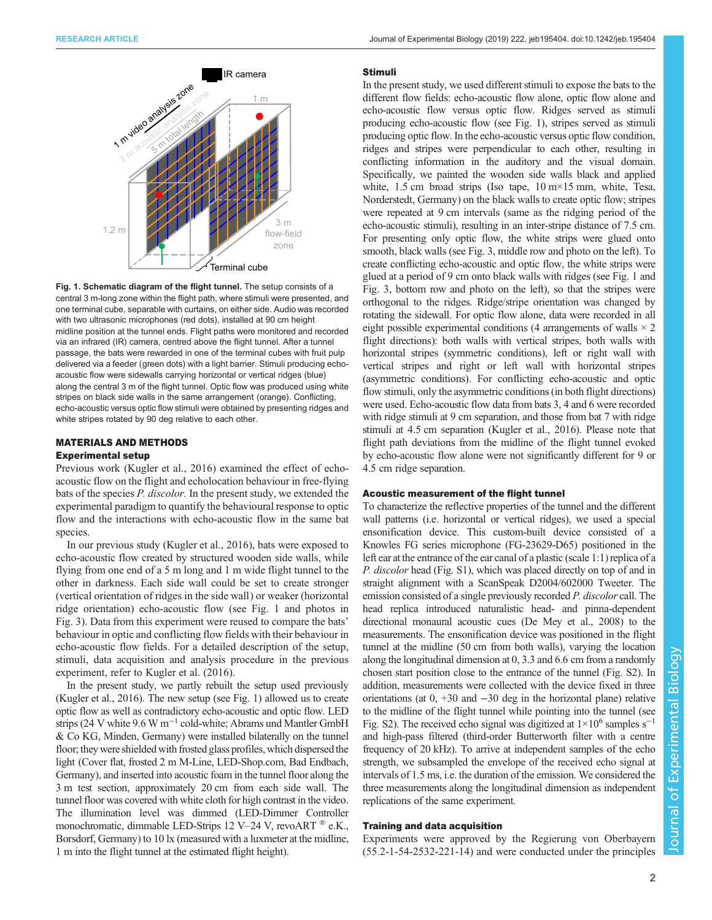**Fig. 1. Schematic diagram of the flight tunnel.** The setup consists of a central 3 m-long zone within the flight path, where stimuli were presented, and one terminal cube, separable with curtains, on either side. Audio was recorded with two ultrasonic microphones (red dots), installed at 90 cm height midline position at the tunnel ends. Flight paths were monitored and recorded via an infrared (IR) camera, centred above the flight tunnel. After a tunnel passage, the bats were rewarded in one of the terminal cubes with fruit pulp delivered via a feeder (green dots) with a light barrier. Stimuli producing echo-acoustic flow were sidewalls carrying horizontal or vertical ridges (blue) along the central 3 m of the flight tunnel. Optic flow was produced using white stripes on black side walls in the same arrangement (orange). Conflicting, echo-acoustic versus optic flow stimuli were obtained by presenting ridges and white stripes rotated by 90 deg relative to each other.

## MATERIALS AND METHODS

### Experimental setup

Previous work (Kugler et al., 2016) examined the effect of echo-acoustic flow on the flight and echolocation behaviour in free-flying bats of the species *P. discolor.* In the present study, we extended the experimental paradigm to quantify the behavioural response to optic flow and the interactions with echo-acoustic flow in the same bat species.

In our previous study (Kugler et al., 2016), bats were exposed to echo-acoustic flow created by structured wooden side walls, while flying from one end of a 5 m long and 1 m wide flight tunnel to the other in darkness. Each side wall could be set to create stronger (vertical orientation of ridges in the side wall) or weaker (horizontal ridge orientation) echo-acoustic flow (see Fig. 1 and photos in Fig. 3). Data from this experiment were reused to compare the bats' behaviour in optic and conflicting flow fields with their behaviour in echo-acoustic flow fields. For a detailed description of the setup, stimuli, data acquisition and analysis procedure in the previous experiment, refer to Kugler et al. (2016).

In the present study, we partly rebuilt the setup used previously (Kugler et al., 2016). The new setup (see Fig. 1) allowed us to create optic flow as well as contradictory echo-acoustic and optic flow. LED strips (24 V white 9.6 W $m^{-1}$ cold-white; Abrams und Mantler GmbH & Co KG, Minden, Germany) were installed bilaterally on the tunnel floor; they were shielded with frosted glass profiles, which dispersed the light (Cover flat, frosted 2 m M-Line, LED-Shop.com, Bad Endbach, Germany), and inserted into acoustic foam in the tunnel floor along the 3 m test section, approximately 20 cm from each side wall. The tunnel floor was covered with white cloth for high contrast in the video. The illumination level was dimmed (LED-Dimmer Controller monochromatic, dimmable LED-Strips 12 V–24 V, revoART ® e.K., Borsdorf, Germany) to 10 lx (measured with a luxmeter at the midline, 1 m into the flight tunnel at the estimated flight height).

### Stimuli

In the present study, we used different stimuli to expose the bats to the different flow fields: echo-acoustic flow alone, optic flow alone and echo-acoustic flow versus optic flow. Ridges served as stimuli producing echo-acoustic flow (see Fig. 1), stripes served as stimuli producing optic flow. In the echo-acoustic versus optic flow condition, ridges and stripes were perpendicular to each other, resulting in conflicting information in the auditory and the visual domain. Specifically, we painted the wooden side walls black and applied white, 1.5 cm broad strips (Iso tape, 10 m×15 mm, white, Tesa, Norderstedt, Germany) on the black walls to create optic flow; stripes were repeated at 9 cm intervals (same as the ridging period of the echo-acoustic stimuli), resulting in an inter-stripe distance of 7.5 cm. For presenting only optic flow, the white strips were glued onto smooth, black walls (see Fig. 3, middle row and photo on the left). To create conflicting echo-acoustic and optic flow, the white strips were glued at a period of 9 cm onto black walls with ridges (see Fig. 1 and Fig. 3, bottom row and photo on the left), so that the stripes were orthogonal to the ridges. Ridge/stripe orientation was changed by rotating the sidewall. For optic flow alone, data were recorded in all eight possible experimental conditions (4 arrangements of walls × 2 flight directions): both walls with vertical stripes, both walls with horizontal stripes (symmetric conditions), left or right wall with vertical stripes and right or left wall with horizontal stripes (asymmetric conditions). For conflicting echo-acoustic and optic flow stimuli, only the asymmetric conditions (in both flight directions) were used. Echo-acoustic flow data from bats 3, 4 and 6 were recorded with ridge stimuli at 9 cm separation, and those from bat 7 with ridge stimuli at 4.5 cm separation (Kugler et al., 2016). Please note that flight path deviations from the midline of the flight tunnel evoked by echo-acoustic flow alone were not significantly different for 9 or 4.5 cm ridge separation.

### Acoustic measurement of the flight tunnel

To characterize the reflective properties of the tunnel and the different wall patterns (i.e. horizontal or vertical ridges), we used a special ensonification device. This custom-built device consisted of a Knowles FG series microphone (FG-23629-D65) positioned in the left ear at the entrance of the ear canal of a plastic (scale 1:1) replica of a *P. discolor* head (Fig. S1), which was placed directly on top of and in straight alignment with a ScanSpeak D2004/602000 Tweeter. The emission consisted of a single previously recorded *P. discolor* call. The head replica introduced naturalistic head- and pinna-dependent directional monaural acoustic cues (De Mey et al., 2008) to the measurements. The ensonification device was positioned in the flight tunnel at the midline (50 cm from both walls), varying the location along the longitudinal dimension at 0, 3.3 and 6.6 cm from a randomly chosen start position close to the entrance of the tunnel (Fig. S2). In addition, measurements were collected with the device fixed in three orientations (at 0, +30 and −30 deg in the horizontal plane) relative to the midline of the flight tunnel while pointing into the tunnel (see Fig. S2). The received echo signal was digitized at $1\times10^6$ samples $s^{-1}$ and high-pass filtered (third-order Butterworth filter with a centre frequency of 20 kHz). To arrive at independent samples of the echo strength, we subsampled the envelope of the received echo signal at intervals of 1.5 ms, i.e. the duration of the emission. We considered the three measurements along the longitudinal dimension as independent replications of the same experiment.

### Training and data acquisition

Experiments were approved by the Regierung von Oberbayern (55.2-1-54-2532-221-14) and were conducted under the principles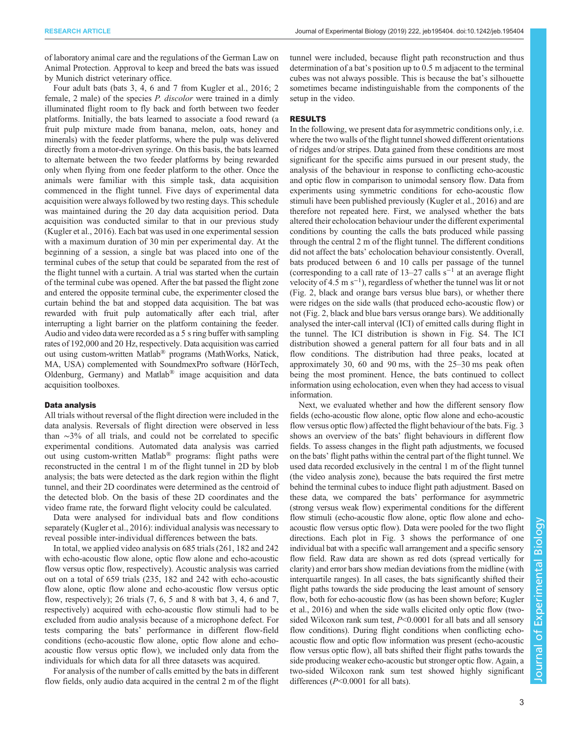of laboratory animal care and the regulations of the German Law on Animal Protection. Approval to keep and breed the bats was issued by Munich district veterinary office.

Four adult bats (bats 3, 4, 6 and 7 from Kugler et al., 2016; 2 female, 2 male) of the species *P. discolor* were trained in a dimly illuminated flight room to fly back and forth between two feeder platforms. Initially, the bats learned to associate a food reward (a fruit pulp mixture made from banana, melon, oats, honey and minerals) with the feeder platforms, where the pulp was delivered directly from a motor-driven syringe. On this basis, the bats learned to alternate between the two feeder platforms by being rewarded only when flying from one feeder platform to the other. Once the animals were familiar with this simple task, data acquisition commenced in the flight tunnel. Five days of experimental data acquisition were always followed by two resting days. This schedule was maintained during the 20 day data acquisition period. Data acquisition was conducted similar to that in our previous study (Kugler et al., 2016). Each bat was used in one experimental session with a maximum duration of 30 min per experimental day. At the beginning of a session, a single bat was placed into one of the terminal cubes of the setup that could be separated from the rest of the flight tunnel with a curtain. A trial was started when the curtain of the terminal cube was opened. After the bat passed the flight zone and entered the opposite terminal cube, the experimenter closed the curtain behind the bat and stopped data acquisition. The bat was rewarded with fruit pulp automatically after each trial, after interrupting a light barrier on the platform containing the feeder. Audio and video data were recorded as a 5 s ring buffer with sampling rates of 192,000 and 20 Hz, respectively. Data acquisition was carried out using custom-written Matlab® programs (MathWorks, Natick, MA, USA) complemented with SoundmexPro software (HörTech, Oldenburg, Germany) and Matlab® image acquisition and data acquisition toolboxes.

### Data analysis

All trials without reversal of the flight direction were included in the data analysis. Reversals of flight direction were observed in less than ∼3% of all trials, and could not be correlated to specific experimental conditions. Automated data analysis was carried out using custom-written Matlab® programs: flight paths were reconstructed in the central 1 m of the flight tunnel in 2D by blob analysis; the bats were detected as the dark region within the flight tunnel, and their 2D coordinates were determined as the centroid of the detected blob. On the basis of these 2D coordinates and the video frame rate, the forward flight velocity could be calculated.

Data were analysed for individual bats and flow conditions separately (Kugler et al., 2016): individual analysis was necessary to reveal possible inter-individual differences between the bats.

In total, we applied video analysis on 685 trials (261, 182 and 242 with echo-acoustic flow alone, optic flow alone and echo-acoustic flow versus optic flow, respectively). Acoustic analysis was carried out on a total of 659 trials (235, 182 and 242 with echo-acoustic flow alone, optic flow alone and echo-acoustic flow versus optic flow, respectively); 26 trials (7, 6, 5 and 8 with bat 3, 4, 6 and 7, respectively) acquired with echo-acoustic flow stimuli had to be excluded from audio analysis because of a microphone defect. For tests comparing the bats' performance in different flow-field conditions (echo-acoustic flow alone, optic flow alone and echo-acoustic flow versus optic flow), we included only data from the individuals for which data for all three datasets was acquired.

For analysis of the number of calls emitted by the bats in different flow fields, only audio data acquired in the central 2 m of the flight tunnel were included, because flight path reconstruction and thus determination of a bat's position up to 0.5 m adjacent to the terminal cubes was not always possible. This is because the bat's silhouette sometimes became indistinguishable from the components of the setup in the video.

## RESULTS

In the following, we present data for asymmetric conditions only, i.e. where the two walls of the flight tunnel showed different orientations of ridges and/or stripes. Data gained from these conditions are most significant for the specific aims pursued in our present study, the analysis of the behaviour in response to conflicting echo-acoustic and optic flow in comparison to unimodal sensory flow. Data from experiments using symmetric conditions for echo-acoustic flow stimuli have been published previously (Kugler et al., 2016) and are therefore not repeated here. First, we analysed whether the bats altered their echolocation behaviour under the different experimental conditions by counting the calls the bats produced while passing through the central 2 m of the flight tunnel. The different conditions did not affect the bats' echolocation behaviour consistently. Overall, bats produced between 6 and 10 calls per passage of the tunnel (corresponding to a call rate of 13–27 calls $s^{-1}$ at an average flight velocity of 4.5 m $s^{-1}$), regardless of whether the tunnel was lit or not (Fig. 2, black and orange bars versus blue bars), or whether there were ridges on the side walls (that produced echo-acoustic flow) or not (Fig. 2, black and blue bars versus orange bars). We additionally analysed the inter-call interval (ICI) of emitted calls during flight in the tunnel. The ICI distribution is shown in Fig. S4. The ICI distribution showed a general pattern for all four bats and in all flow conditions. The distribution had three peaks, located at approximately 30, 60 and 90 ms, with the 25–30 ms peak often being the most prominent. Hence, the bats continued to collect information using echolocation, even when they had access to visual information.

Next, we evaluated whether and how the different sensory flow fields (echo-acoustic flow alone, optic flow alone and echo-acoustic flow versus optic flow) affected the flight behaviour of the bats. Fig. 3 shows an overview of the bats' flight behaviours in different flow fields. To assess changes in the flight path adjustments, we focused on the bats' flight paths within the central part of the flight tunnel. We used data recorded exclusively in the central 1 m of the flight tunnel (the video analysis zone), because the bats required the first metre behind the terminal cubes to induce flight path adjustment. Based on these data, we compared the bats' performance for asymmetric (strong versus weak flow) experimental conditions for the different flow stimuli (echo-acoustic flow alone, optic flow alone and echo-acoustic flow versus optic flow). Data were pooled for the two flight directions. Each plot in Fig. 3 shows the performance of one individual bat with a specific wall arrangement and a specific sensory flow field. Raw data are shown as red dots (spread vertically for clarity) and error bars show median deviations from the midline (with interquartile ranges). In all cases, the bats significantly shifted their flight paths towards the side producing the least amount of sensory flow, both for echo-acoustic flow (as has been shown before; Kugler et al., 2016) and when the side walls elicited only optic flow (two-sided Wilcoxon rank sum test, $P<0.0001$ for all bats and all sensory flow conditions). During flight conditions when conflicting echo-acoustic flow and optic flow information was present (echo-acoustic flow versus optic flow), all bats shifted their flight paths towards the side producing weaker echo-acoustic but stronger optic flow. Again, a two-sided Wilcoxon rank sum test showed highly significant differences ($P<0.0001$ for all bats).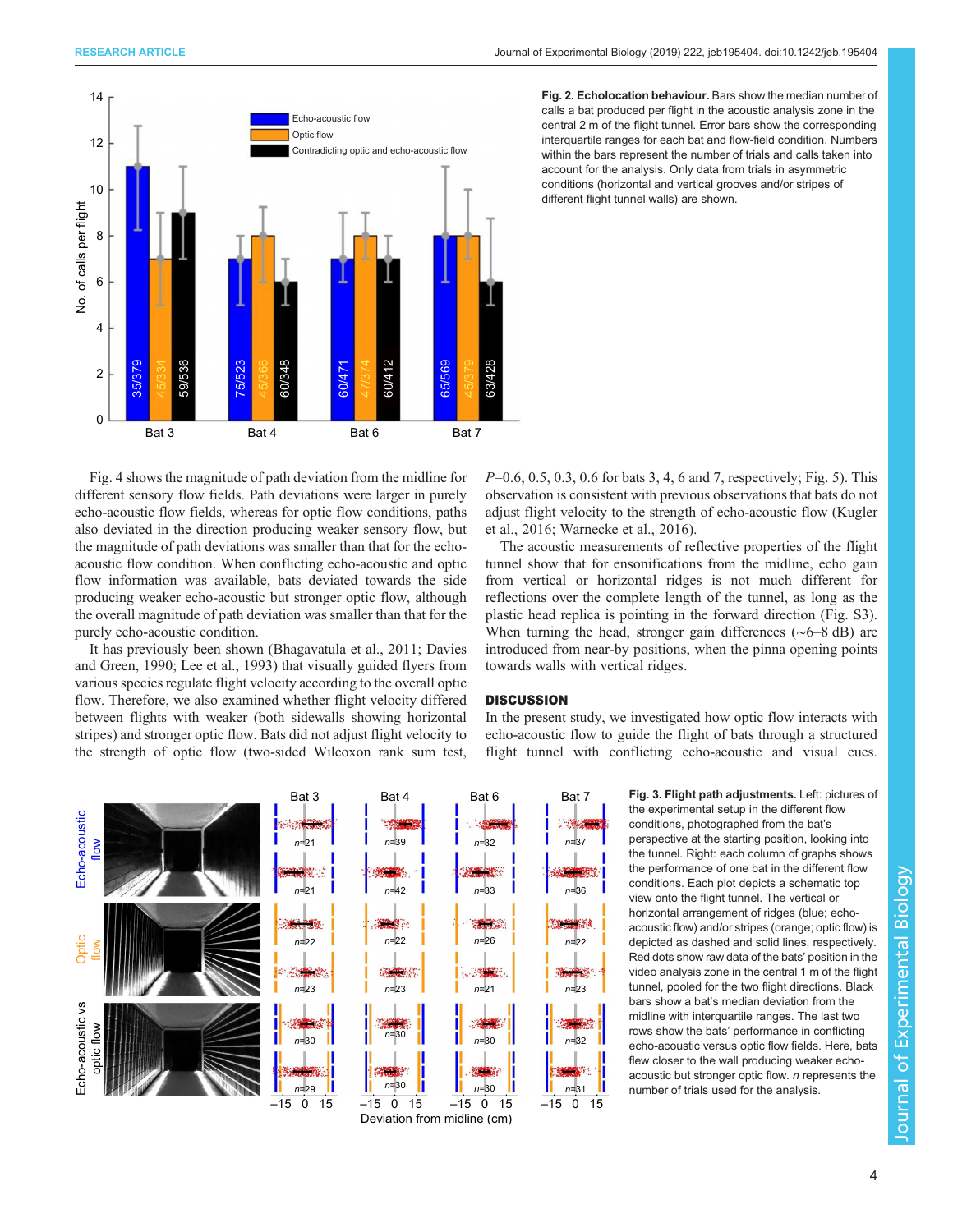**Fig. 2. Echolocation behaviour.** Bars show the median number of calls a bat produced per flight in the acoustic analysis zone in the central 2 m of the flight tunnel. Error bars show the corresponding interquartile ranges for each bat and flow-field condition. Numbers within the bars represent the number of trials and calls taken into account for the analysis. Only data from trials in asymmetric conditions (horizontal and vertical grooves and/or stripes of different flight tunnel walls) are shown.

Fig. 4 shows the magnitude of path deviation from the midline for different sensory flow fields. Path deviations were larger in purely echo-acoustic flow fields, whereas for optic flow conditions, paths also deviated in the direction producing weaker sensory flow, but the magnitude of path deviations was smaller than that for the echo-acoustic flow condition. When conflicting echo-acoustic and optic flow information was available, bats deviated towards the side producing weaker echo-acoustic but stronger optic flow, although the overall magnitude of path deviation was smaller than that for the purely echo-acoustic condition.

It has previously been shown (Bhagavatula et al., 2011; Davies and Green, 1990; Lee et al., 1993) that visually guided flyers from various species regulate flight velocity according to the overall optic flow. Therefore, we also examined whether flight velocity differed between flights with weaker (both sidewalls showing horizontal stripes) and stronger optic flow. Bats did not adjust flight velocity to the strength of optic flow (two-sided Wilcoxon rank sum test, $P$=0.6, 0.5, 0.3, 0.6 for bats 3, 4, 6 and 7, respectively; Fig. 5). This observation is consistent with previous observations that bats do not adjust flight velocity to the strength of echo-acoustic flow (Kugler et al., 2016; Warnecke et al., 2016).

The acoustic measurements of reflective properties of the flight tunnel show that for ensonifications from the midline, echo gain from vertical or horizontal ridges is not much different for reflections over the complete length of the tunnel, as long as the plastic head replica is pointing in the forward direction (Fig. S3). When turning the head, stronger gain differences (~6–8 dB) are introduced from near-by positions, when the pinna opening points towards walls with vertical ridges.

## DISCUSSION

In the present study, we investigated how optic flow interacts with echo-acoustic flow to guide the flight of bats through a structured flight tunnel with conflicting echo-acoustic and visual cues.

**Fig. 3. Flight path adjustments.** Left: pictures of the experimental setup in the different flow conditions, photographed from the bat's perspective at the starting position, looking into the tunnel. Right: each column of graphs shows the performance of one bat in the different flow conditions. Each plot depicts a schematic top view onto the flight tunnel. The vertical or horizontal arrangement of ridges (blue; echo-acoustic flow) and/or stripes (orange; optic flow) is depicted as dashed and solid lines, respectively. Red dots show raw data of the bats' position in the video analysis zone in the central 1 m of the flight tunnel, pooled for the two flight directions. Black bars show a bat's median deviation from the midline with interquartile ranges. The last two rows show the bats' performance in conflicting echo-acoustic versus optic flow fields. Here, bats flew closer to the wall producing weaker echo-acoustic but stronger optic flow. $n$ represents the number of trials used for the analysis.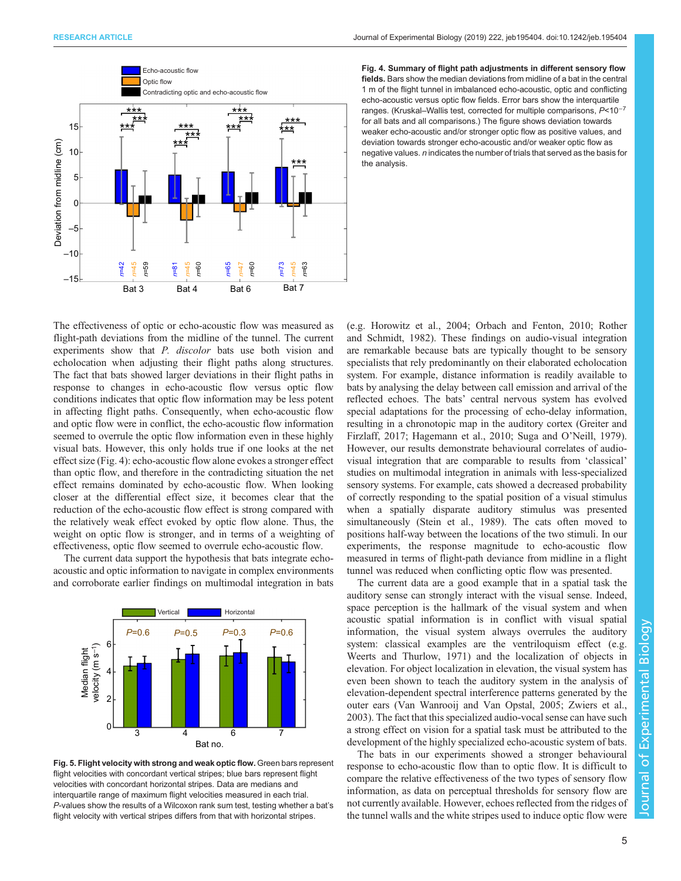**Fig. 4. Summary of flight path adjustments in different sensory flow fields.** Bars show the median deviations from midline of a bat in the central 1 m of the flight tunnel in imbalanced echo-acoustic, optic and conflicting echo-acoustic versus optic flow fields. Error bars show the interquartile ranges. (Kruskal–Wallis test, corrected for multiple comparisons, $P<10^{-7}$ for all bats and all comparisons.) The figure shows deviation towards weaker echo-acoustic and/or stronger optic flow as positive values, and deviation towards stronger echo-acoustic and/or weaker optic flow as negative values. *n* indicates the number of trials that served as the basis for the analysis.

The effectiveness of optic or echo-acoustic flow was measured as flight-path deviations from the midline of the tunnel. The current experiments show that *P. discolor* bats use both vision and echolocation when adjusting their flight paths along structures. The fact that bats showed larger deviations in their flight paths in response to changes in echo-acoustic flow versus optic flow conditions indicates that optic flow information may be less potent in affecting flight paths. Consequently, when echo-acoustic flow and optic flow were in conflict, the echo-acoustic flow information seemed to overrule the optic flow information even in these highly visual bats. However, this only holds true if one looks at the net effect size (Fig. 4): echo-acoustic flow alone evokes a stronger effect than optic flow, and therefore in the contradicting situation the net effect remains dominated by echo-acoustic flow. When looking closer at the differential effect size, it becomes clear that the reduction of the echo-acoustic flow effect is strong compared with the relatively weak effect evoked by optic flow alone. Thus, the weight on optic flow is stronger, and in terms of a weighting of effectiveness, optic flow seemed to overrule echo-acoustic flow.

The current data support the hypothesis that bats integrate echo-acoustic and optic information to navigate in complex environments and corroborate earlier findings on multimodal integration in bats (e.g. Horowitz et al., 2004; Orbach and Fenton, 2010; Rother and Schmidt, 1982). These findings on audio-visual integration are remarkable because bats are typically thought to be sensory specialists that rely predominantly on their elaborated echolocation system. For example, distance information is readily available to bats by analysing the delay between call emission and arrival of the reflected echoes. The bats' central nervous system has evolved special adaptations for the processing of echo-delay information, resulting in a chronotopic map in the auditory cortex (Greiter and Firzlaff, 2017; Hagemann et al., 2010; Suga and O'Neill, 1979). However, our results demonstrate behavioural correlates of audio-visual integration that are comparable to results from 'classical' studies on multimodal integration in animals with less-specialized sensory systems. For example, cats showed a decreased probability of correctly responding to the spatial position of a visual stimulus when a spatially disparate auditory stimulus was presented simultaneously (Stein et al., 1989). The cats often moved to positions half-way between the locations of the two stimuli. In our experiments, the response magnitude to echo-acoustic flow measured in terms of flight-path deviance from midline in a flight tunnel was reduced when conflicting optic flow was presented.

The current data are a good example that in a spatial task the auditory sense can strongly interact with the visual sense. Indeed, space perception is the hallmark of the visual system and when acoustic spatial information is in conflict with visual spatial information, the visual system always overrules the auditory system: classical examples are the ventriloquism effect (e.g. Weerts and Thurlow, 1971) and the localization of objects in elevation. For object localization in elevation, the visual system has even been shown to teach the auditory system in the analysis of elevation-dependent spectral interference patterns generated by the outer ears (Van Wanrooij and Van Opstal, 2005; Zwiers et al., 2003). The fact that this specialized audio-vocal sense can have such a strong effect on vision for a spatial task must be attributed to the development of the highly specialized echo-acoustic system of bats.

The bats in our experiments showed a stronger behavioural response to echo-acoustic flow than to optic flow. It is difficult to compare the relative effectiveness of the two types of sensory flow information, as data on perceptual thresholds for sensory flow are not currently available. However, echoes reflected from the ridges of the tunnel walls and the white stripes used to induce optic flow were

**Fig. 5. Flight velocity with strong and weak optic flow.** Green bars represent flight velocities with concordant vertical stripes; blue bars represent flight velocities with concordant horizontal stripes. Data are medians and interquartile range of maximum flight velocities measured in each trial. *P*-values show the results of a Wilcoxon rank sum test, testing whether a bat's flight velocity with vertical stripes differs from that with horizontal stripes.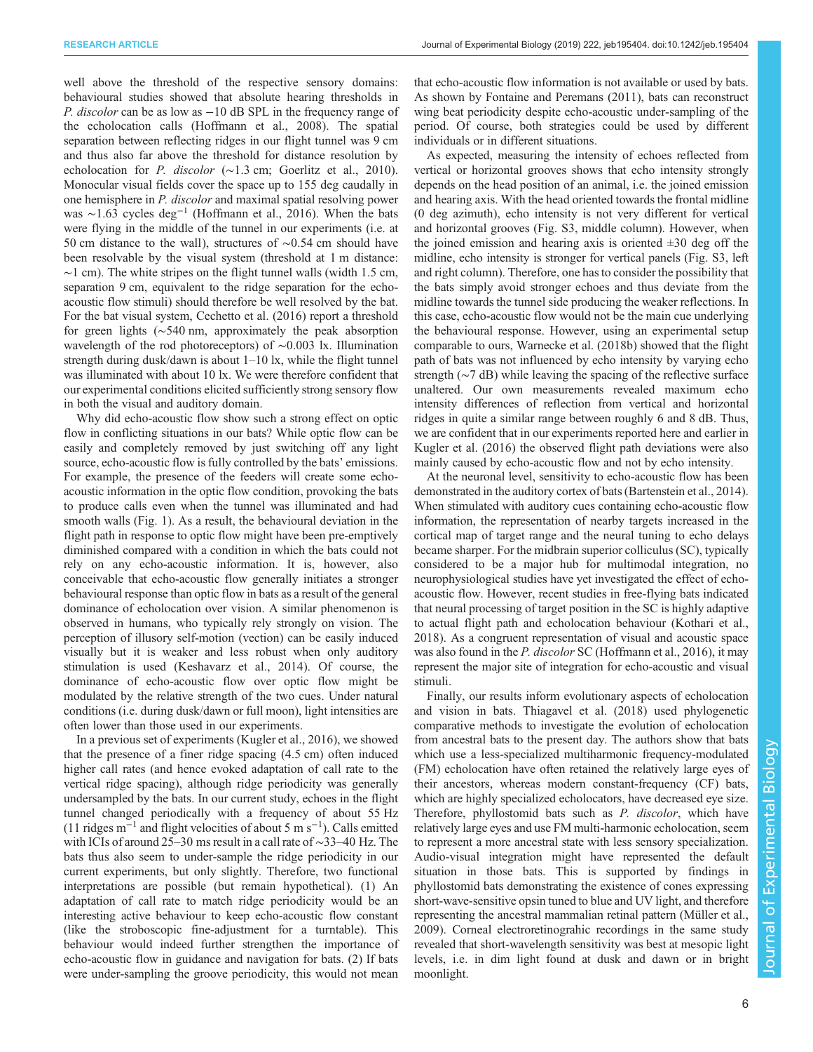well above the threshold of the respective sensory domains: behavioural studies showed that absolute hearing thresholds in *P. discolor* can be as low as −10 dB SPL in the frequency range of the echolocation calls (Hoffmann et al., 2008). The spatial separation between reflecting ridges in our flight tunnel was 9 cm and thus also far above the threshold for distance resolution by echolocation for *P. discolor* (~1.3 cm; Goerlitz et al., 2010). Monocular visual fields cover the space up to 155 deg caudally in one hemisphere in *P. discolor* and maximal spatial resolving power was ~1.63 cycles $deg^{-1}$ (Hoffmann et al., 2016). When the bats were flying in the middle of the tunnel in our experiments (i.e. at 50 cm distance to the wall), structures of ~0.54 cm should have been resolvable by the visual system (threshold at 1 m distance: ~1 cm). The white stripes on the flight tunnel walls (width 1.5 cm, separation 9 cm, equivalent to the ridge separation for the echo-acoustic flow stimuli) should therefore be well resolved by the bat. For the bat visual system, Cechetto et al. (2016) report a threshold for green lights (~540 nm, approximately the peak absorption wavelength of the rod photoreceptors) of ~0.003 lx. Illumination strength during dusk/dawn is about 1–10 lx, while the flight tunnel was illuminated with about 10 lx. We were therefore confident that our experimental conditions elicited sufficiently strong sensory flow in both the visual and auditory domain.

Why did echo-acoustic flow show such a strong effect on optic flow in conflicting situations in our bats? While optic flow can be easily and completely removed by just switching off any light source, echo-acoustic flow is fully controlled by the bats' emissions. For example, the presence of the feeders will create some echo-acoustic information in the optic flow condition, provoking the bats to produce calls even when the tunnel was illuminated and had smooth walls (Fig. 1). As a result, the behavioural deviation in the flight path in response to optic flow might have been pre-emptively diminished compared with a condition in which the bats could not rely on any echo-acoustic information. It is, however, also conceivable that echo-acoustic flow generally initiates a stronger behavioural response than optic flow in bats as a result of the general dominance of echolocation over vision. A similar phenomenon is observed in humans, who typically rely strongly on vision. The perception of illusory self-motion (vection) can be easily induced visually but it is weaker and less robust when only auditory stimulation is used (Keshavarz et al., 2014). Of course, the dominance of echo-acoustic flow over optic flow might be modulated by the relative strength of the two cues. Under natural conditions (i.e. during dusk/dawn or full moon), light intensities are often lower than those used in our experiments.

In a previous set of experiments (Kugler et al., 2016), we showed that the presence of a finer ridge spacing (4.5 cm) often induced higher call rates (and hence evoked adaptation of call rate to the vertical ridge spacing), although ridge periodicity was generally undersampled by the bats. In our current study, echoes in the flight tunnel changed periodically with a frequency of about 55 Hz (11 ridges $m^{-1}$ and flight velocities of about 5 m $s^{-1}$). Calls emitted with ICIs of around 25–30 ms result in a call rate of ~33–40 Hz. The bats thus also seem to under-sample the ridge periodicity in our current experiments, but only slightly. Therefore, two functional interpretations are possible (but remain hypothetical). (1) An adaptation of call rate to match ridge periodicity would be an interesting active behaviour to keep echo-acoustic flow constant (like the stroboscopic fine-adjustment for a turntable). This behaviour would indeed further strengthen the importance of echo-acoustic flow in guidance and navigation for bats. (2) If bats were under-sampling the groove periodicity, this would not mean that echo-acoustic flow information is not available or used by bats. As shown by Fontaine and Peremans (2011), bats can reconstruct wing beat periodicity despite echo-acoustic under-sampling of the period. Of course, both strategies could be used by different individuals or in different situations.

As expected, measuring the intensity of echoes reflected from vertical or horizontal grooves shows that echo intensity strongly depends on the head position of an animal, i.e. the joined emission and hearing axis. With the head oriented towards the frontal midline (0 deg azimuth), echo intensity is not very different for vertical and horizontal grooves (Fig. S3, middle column). However, when the joined emission and hearing axis is oriented ±30 deg off the midline, echo intensity is stronger for vertical panels (Fig. S3, left and right column). Therefore, one has to consider the possibility that the bats simply avoid stronger echoes and thus deviate from the midline towards the tunnel side producing the weaker reflections. In this case, echo-acoustic flow would not be the main cue underlying the behavioural response. However, using an experimental setup comparable to ours, Warnecke et al. (2018b) showed that the flight path of bats was not influenced by echo intensity by varying echo strength (~7 dB) while leaving the spacing of the reflective surface unaltered. Our own measurements revealed maximum echo intensity differences of reflection from vertical and horizontal ridges in quite a similar range between roughly 6 and 8 dB. Thus, we are confident that in our experiments reported here and earlier in Kugler et al. (2016) the observed flight path deviations were also mainly caused by echo-acoustic flow and not by echo intensity.

At the neuronal level, sensitivity to echo-acoustic flow has been demonstrated in the auditory cortex of bats (Bartenstein et al., 2014). When stimulated with auditory cues containing echo-acoustic flow information, the representation of nearby targets increased in the cortical map of target range and the neural tuning to echo delays became sharper. For the midbrain superior colliculus (SC), typically considered to be a major hub for multimodal integration, no neurophysiological studies have yet investigated the effect of echo-acoustic flow. However, recent studies in free-flying bats indicated that neural processing of target position in the SC is highly adaptive to actual flight path and echolocation behaviour (Kothari et al., 2018). As a congruent representation of visual and acoustic space was also found in the *P. discolor* SC (Hoffmann et al., 2016), it may represent the major site of integration for echo-acoustic and visual stimuli.

Finally, our results inform evolutionary aspects of echolocation and vision in bats. Thiagavel et al. (2018) used phylogenetic comparative methods to investigate the evolution of echolocation from ancestral bats to the present day. The authors show that bats which use a less-specialized multiharmonic frequency-modulated (FM) echolocation have often retained the relatively large eyes of their ancestors, whereas modern constant-frequency (CF) bats, which are highly specialized echolocators, have decreased eye size. Therefore, phyllostomid bats such as *P. discolor*, which have relatively large eyes and use FM multi-harmonic echolocation, seem to represent a more ancestral state with less sensory specialization. Audio-visual integration might have represented the default situation in those bats. This is supported by findings in phyllostomid bats demonstrating the existence of cones expressing short-wave-sensitive opsin tuned to blue and UV light, and therefore representing the ancestral mammalian retinal pattern (Müller et al., 2009). Corneal electroretinograhic recordings in the same study revealed that short-wavelength sensitivity was best at mesopic light levels, i.e. in dim light found at dusk and dawn or in bright moonlight.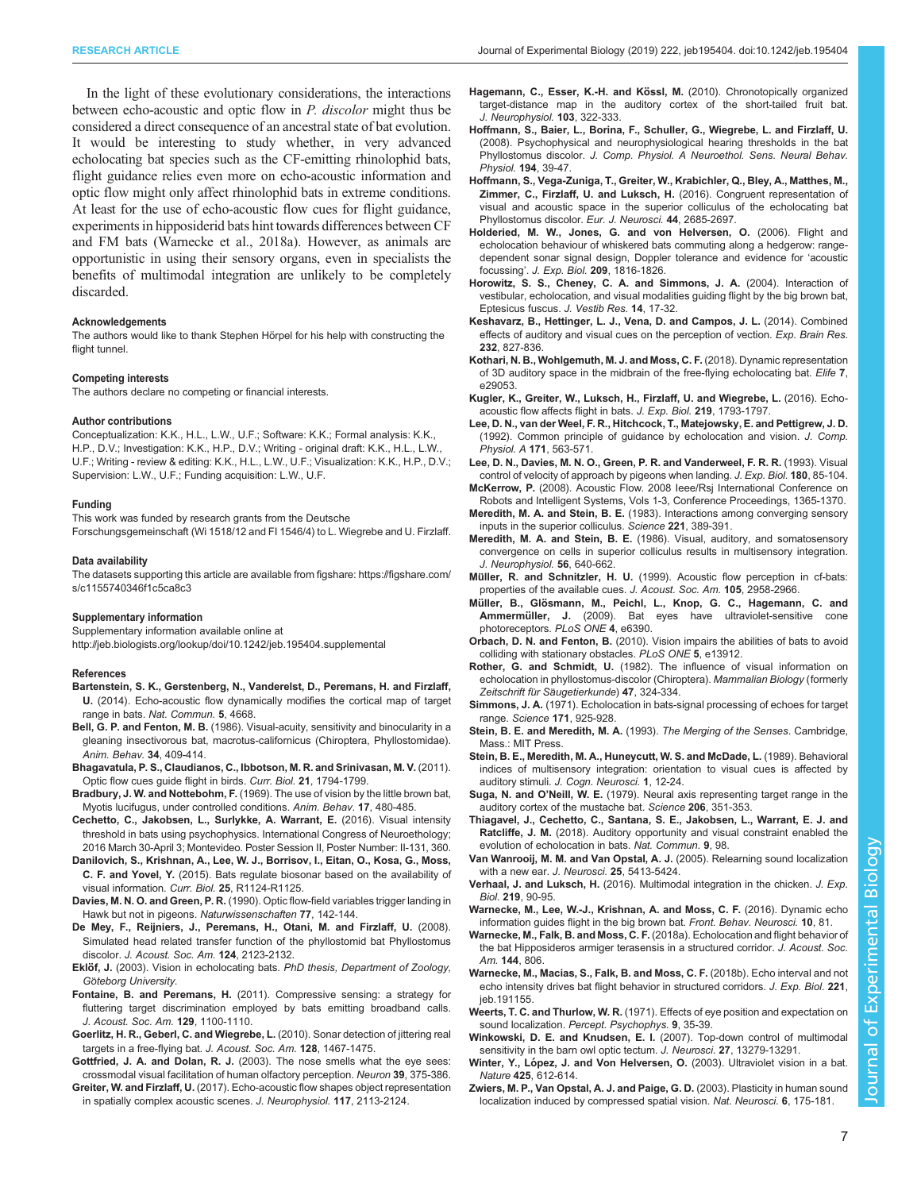In the light of these evolutionary considerations, the interactions between echo-acoustic and optic flow in *P. discolor* might thus be considered a direct consequence of an ancestral state of bat evolution. It would be interesting to study whether, in very advanced echolocating bat species such as the CF-emitting rhinolophid bats, flight guidance relies even more on echo-acoustic information and optic flow might only affect rhinolophid bats in extreme conditions. At least for the use of echo-acoustic flow cues for flight guidance, experiments in hipposiderid bats hint towards differences between CF and FM bats (Warnecke et al., 2018a). However, as animals are opportunistic in using their sensory organs, even in specialists the benefits of multimodal integration are unlikely to be completely discarded.

#### Acknowledgements
The authors would like to thank Stephen Hörpel for his help with constructing the flight tunnel.

#### Competing interests
The authors declare no competing or financial interests.

#### Author contributions
Conceptualization: K.K., H.L., L.W., U.F.; Software: K.K.; Formal analysis: K.K., H.P., D.V.; Investigation: K.K., H.P., D.V.; Writing - original draft: K.K., H.L., L.W., U.F.; Writing - review & editing: K.K., H.L., L.W., U.F.; Visualization: K.K., H.P., D.V.; Supervision: L.W., U.F.; Funding acquisition: L.W., U.F.

#### Funding
This work was funded by research grants from the Deutsche Forschungsgemeinschaft (Wi 1518/12 and Fl 1546/4) to L. Wiegrebe and U. Firzlaff.

#### Data availability
The datasets supporting this article are available from figshare: https://figshare.com/s/c1155740346f1c5ca8c3

#### Supplementary information
Supplementary information available online at http://jeb.biologists.org/lookup/doi/10.1242/jeb.195404.supplemental

#### References

**Bartenstein, S. K., Gerstenberg, N., Vanderelst, D., Peremans, H. and Firzlaff, U.** (2014). Echo-acoustic flow dynamically modifies the cortical map of target range in bats. *Nat. Commun.* **5**, 4668.

**Bell, G. P. and Fenton, M. B.** (1986). Visual-acuity, sensitivity and binocularity in a gleaning insectivorous bat, macrotus-californicus (Chiroptera, Phyllostomidae). *Anim. Behav.* **34**, 409-414.

**Bhagavatula, P. S., Claudianos, C., Ibbotson, M. R. and Srinivasan, M. V.** (2011). Optic flow cues guide flight in birds. *Curr. Biol.* **21**, 1794-1799.

**Bradbury, J. W. and Nottebohm, F.** (1969). The use of vision by the little brown bat, Myotis lucifugus, under controlled conditions. *Anim. Behav.* **17**, 480-485.

**Cechetto, C., Jakobsen, L., Surlykke, A. Warrant, E.** (2016). Visual intensity threshold in bats using psychophysics. International Congress of Neuroethology; 2016 March 30-April 3; Montevideo. Poster Session II, Poster Number: II-131, 360.

**Danilovich, S., Krishnan, A., Lee, W. J., Borrisov, I., Eitan, O., Kosa, G., Moss, C. F. and Yovel, Y.** (2015). Bats regulate biosonar based on the availability of visual information. *Curr. Biol.* **25**, R1124-R1125.

**Davies, M. N. O. and Green, P. R.** (1990). Optic flow-field variables trigger landing in Hawk but not in pigeons. *Naturwissenschaften* **77**, 142-144.

**De Mey, F., Reijniers, J., Peremans, H., Otani, M. and Firzlaff, U.** (2008). Simulated head related transfer function of the phyllostomid bat Phyllostomus discolor. *J. Acoust. Soc. Am.* **124**, 2123-2132.

**Eklöf, J.** (2003). Vision in echolocating bats. *PhD thesis, Department of Zoology, Göteborg University.*

**Fontaine, B. and Peremans, H.** (2011). Compressive sensing: a strategy for fluttering target discrimination employed by bats emitting broadband calls. *J. Acoust. Soc. Am.* **129**, 1100-1110.

**Goerlitz, H. R., Geberl, C. and Wiegrebe, L.** (2010). Sonar detection of jittering real targets in a free-flying bat. *J. Acoust. Soc. Am.* **128**, 1467-1475.

**Gottfried, J. A. and Dolan, R. J.** (2003). The nose smells what the eye sees: crossmodal visual facilitation of human olfactory perception. *Neuron* **39**, 375-386.

**Greiter, W. and Firzlaff, U.** (2017). Echo-acoustic flow shapes object representation in spatially complex acoustic scenes. *J. Neurophysiol.* **117**, 2113-2124.

**Hagemann, C., Esser, K.-H. and Kössl, M.** (2010). Chronotopically organized target-distance map in the auditory cortex of the short-tailed fruit bat. *J. Neurophysiol.* **103**, 322-333.

**Hoffmann, S., Baier, L., Borina, F., Schuller, G., Wiegrebe, L. and Firzlaff, U.** (2008). Psychophysical and neurophysiological hearing thresholds in the bat Phyllostomus discolor. *J. Comp. Physiol. A Neuroethol. Sens. Neural Behav. Physiol.* **194**, 39-47.

**Hoffmann, S., Vega-Zuniga, T., Greiter, W., Krabichler, Q., Bley, A., Matthes, M., Zimmer, C., Firzlaff, U. and Luksch, H.** (2016). Congruent representation of visual and acoustic space in the superior colliculus of the echolocating bat Phyllostomus discolor. *Eur. J. Neurosci.* **44**, 2685-2697.

**Holderied, M. W., Jones, G. and von Helversen, O.** (2006). Flight and echolocation behaviour of whiskered bats commuting along a hedgerow: range-dependent sonar signal design, Doppler tolerance and evidence for 'acoustic focussing'. *J. Exp. Biol.* **209**, 1816-1826.

**Horowitz, S. S., Cheney, C. A. and Simmons, J. A.** (2004). Interaction of vestibular, echolocation, and visual modalities guiding flight by the big brown bat, Eptesicus fuscus. *J. Vestib Res.* **14**, 17-32.

**Keshavarz, B., Hettinger, L. J., Vena, D. and Campos, J. L.** (2014). Combined effects of auditory and visual cues on the perception of vection. *Exp. Brain Res.* **232**, 827-836.

**Kothari, N. B., Wohlgemuth, M. J. and Moss, C. F.** (2018). Dynamic representation of 3D auditory space in the midbrain of the free-flying echolocating bat. *Elife* **7**, e29053.

**Kugler, K., Greiter, W., Luksch, H., Firzlaff, U. and Wiegrebe, L.** (2016). Echo-acoustic flow affects flight in bats. *J. Exp. Biol.* **219**, 1793-1797.

**Lee, D. N., van der Weel, F. R., Hitchcock, T., Matejowsky, E. and Pettigrew, J. D.** (1992). Common principle of guidance by echolocation and vision. *J. Comp. Physiol. A* **171**, 563-571.

**Lee, D. N., Davies, M. N. O., Green, P. R. and Vanderweel, F. R. R.** (1993). Visual control of velocity of approach by pigeons when landing. *J. Exp. Biol.* **180**, 85-104.

**McKerrow, P.** (2008). Acoustic Flow. 2008 Ieee/Rsj International Conference on Robots and Intelligent Systems, Vols 1-3, Conference Proceedings, 1365-1370.

**Meredith, M. A. and Stein, B. E.** (1983). Interactions among converging sensory inputs in the superior colliculus. *Science* **221**, 389-391.

**Meredith, M. A. and Stein, B. E.** (1986). Visual, auditory, and somatosensory convergence on cells in superior colliculus results in multisensory integration. *J. Neurophysiol.* **56**, 640-662.

**Müller, R. and Schnitzler, H. U.** (1999). Acoustic flow perception in cf-bats: properties of the available cues. *J. Acoust. Soc. Am.* **105**, 2958-2966.

**Müller, B., Glösmann, M., Peichl, L., Knop, G. C., Hagemann, C. and Ammermüller, J.** (2009). Bat eyes have ultraviolet-sensitive cone photoreceptors. *PLoS ONE* **4**, e6390.

**Orbach, D. N. and Fenton, B.** (2010). Vision impairs the abilities of bats to avoid colliding with stationary obstacles. *PLoS ONE* **5**, e13912.

**Rother, G. and Schmidt, U.** (1982). The influence of visual information on echolocation in phyllostomus-discolor (Chiroptera). *Mammalian Biology* (formerly *Zeitschrift für Säugetierkunde*) **47**, 324-334.

**Simmons, J. A.** (1971). Echolocation in bats-signal processing of echoes for target range. *Science* **171**, 925-928.

**Stein, B. E. and Meredith, M. A.** (1993). *The Merging of the Senses*. Cambridge, Mass.: MIT Press.

**Stein, B. E., Meredith, M. A., Huneycutt, W. S. and McDade, L.** (1989). Behavioral indices of multisensory integration: orientation to visual cues is affected by auditory stimuli. *J. Cogn. Neurosci.* **1**, 12-24.

**Suga, N. and O'Neill, W. E.** (1979). Neural axis representing target range in the auditory cortex of the mustache bat. *Science* **206**, 351-353.

**Thiagavel, J., Cechetto, C., Santana, S. E., Jakobsen, L., Warrant, E. J. and Ratcliffe, J. M.** (2018). Auditory opportunity and visual constraint enabled the evolution of echolocation in bats. *Nat. Commun.* **9**, 98.

**Van Wanrooij, M. M. and Van Opstal, A. J.** (2005). Relearning sound localization with a new ear. *J. Neurosci.* **25**, 5413-5424.

**Verhaal, J. and Luksch, H.** (2016). Multimodal integration in the chicken. *J. Exp. Biol.* **219**, 90-95.

**Warnecke, M., Lee, W.-J., Krishnan, A. and Moss, C. F.** (2016). Dynamic echo information guides flight in the big brown bat. *Front. Behav. Neurosci.* **10**, 81.

**Warnecke, M., Falk, B. and Moss, C. F.** (2018a). Echolocation and flight behavior of the bat Hipposideros armiger terasensis in a structured corridor. *J. Acoust. Soc. Am.* **144**, 806.

**Warnecke, M., Macias, S., Falk, B. and Moss, C. F.** (2018b). Echo interval and not echo intensity drives bat flight behavior in structured corridors. *J. Exp. Biol.* **221**, jeb.191155.

**Weerts, T. C. and Thurlow, W. R.** (1971). Effects of eye position and expectation on sound localization. *Percept. Psychophys.* **9**, 35-39.

**Winkowski, D. E. and Knudsen, E. I.** (2007). Top-down control of multimodal sensitivity in the barn owl optic tectum. *J. Neurosci.* **27**, 13279-13291.

**Winter, Y., López, J. and Von Helversen, O.** (2003). Ultraviolet vision in a bat. *Nature* **425**, 612-614.

**Zwiers, M. P., Van Opstal, A. J. and Paige, G. D.** (2003). Plasticity in human sound localization induced by compressed spatial vision. *Nat. Neurosci.* **6**, 175-181.